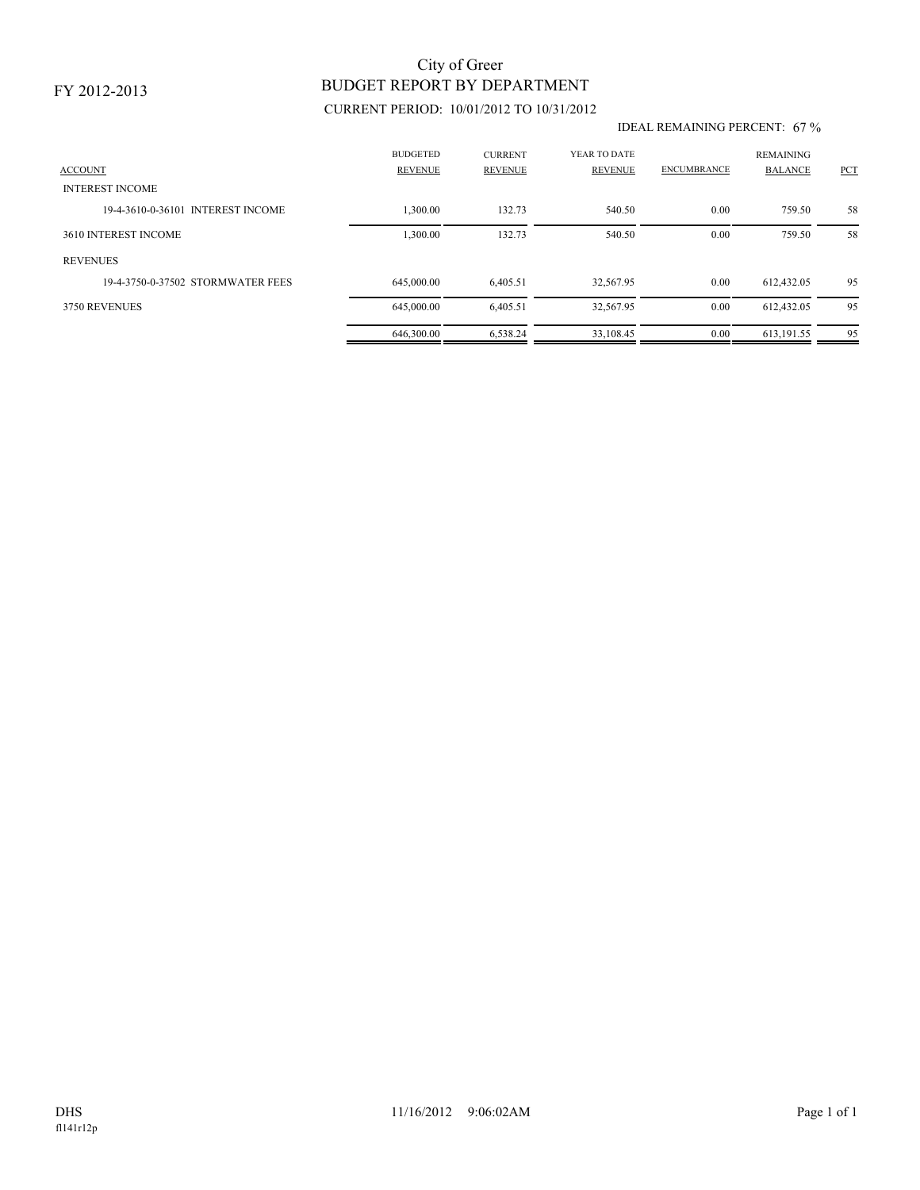FY 2012-2013

# City of Greer

## BUDGET REPORT BY DEPARTMENT

CURRENT PERIOD: 10/01/2012 TO 10/31/2012

IDEAL REMAINING PERCENT: 67 %

| ACCOUNT | BUDGETED REVENUE | CURRENT REVENUE | YEAR TO DATE REVENUE | ENCUMBRANCE | REMAINING BALANCE | PCT |
|---|---|---|---|---|---|---|
| INTEREST INCOME | | | | | | |
| 19-4-3610-0-36101 INTEREST INCOME | 1,300.00 | 132.73 | 540.50 | 0.00 | 759.50 | 58 |
| 3610 INTEREST INCOME | 1,300.00 | 132.73 | 540.50 | 0.00 | 759.50 | 58 |
| REVENUES | | | | | | |
| 19-4-3750-0-37502 STORMWATER FEES | 645,000.00 | 6,405.51 | 32,567.95 | 0.00 | 612,432.05 | 95 |
| 3750 REVENUES | 645,000.00 | 6,405.51 | 32,567.95 | 0.00 | 612,432.05 | 95 |
| | 646,300.00 | 6,538.24 | 33,108.45 | 0.00 | 613,191.55 | 95 |

DHS 11/16/2012 9:06:02AM

fl141r12p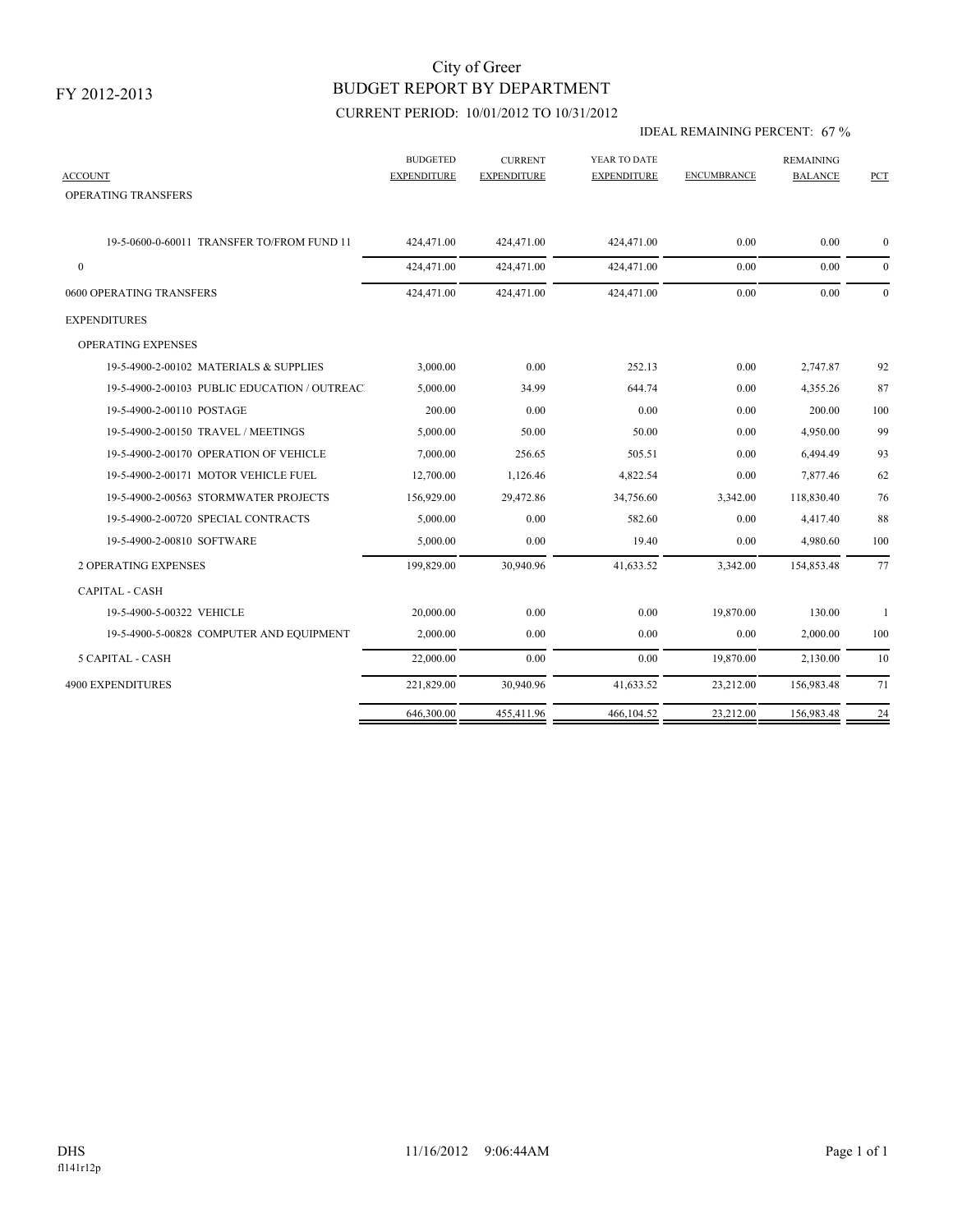FY 2012-2013

# City of Greer
## BUDGET REPORT BY DEPARTMENT
### CURRENT PERIOD: 10/01/2012 TO 10/31/2012

IDEAL REMAINING PERCENT: 67 %

| ACCOUNT | BUDGETED EXPENDITURE | CURRENT EXPENDITURE | YEAR TO DATE EXPENDITURE | ENCUMBRANCE | REMAINING BALANCE | PCT |
|---|---|---|---|---|---|---|
| OPERATING TRANSFERS | | | | | | |
| 19-5-0600-0-60011 TRANSFER TO/FROM FUND 11 | 424,471.00 | 424,471.00 | 424,471.00 | 0.00 | 0.00 | 0 |
| 0 | 424,471.00 | 424,471.00 | 424,471.00 | 0.00 | 0.00 | 0 |
| 0600 OPERATING TRANSFERS | 424,471.00 | 424,471.00 | 424,471.00 | 0.00 | 0.00 | 0 |
| EXPENDITURES | | | | | | |
| OPERATING EXPENSES | | | | | | |
| 19-5-4900-2-00102 MATERIALS & SUPPLIES | 3,000.00 | 0.00 | 252.13 | 0.00 | 2,747.87 | 92 |
| 19-5-4900-2-00103 PUBLIC EDUCATION / OUTREAC | 5,000.00 | 34.99 | 644.74 | 0.00 | 4,355.26 | 87 |
| 19-5-4900-2-00110 POSTAGE | 200.00 | 0.00 | 0.00 | 0.00 | 200.00 | 100 |
| 19-5-4900-2-00150 TRAVEL / MEETINGS | 5,000.00 | 50.00 | 50.00 | 0.00 | 4,950.00 | 99 |
| 19-5-4900-2-00170 OPERATION OF VEHICLE | 7,000.00 | 256.65 | 505.51 | 0.00 | 6,494.49 | 93 |
| 19-5-4900-2-00171 MOTOR VEHICLE FUEL | 12,700.00 | 1,126.46 | 4,822.54 | 0.00 | 7,877.46 | 62 |
| 19-5-4900-2-00563 STORMWATER PROJECTS | 156,929.00 | 29,472.86 | 34,756.60 | 3,342.00 | 118,830.40 | 76 |
| 19-5-4900-2-00720 SPECIAL CONTRACTS | 5,000.00 | 0.00 | 582.60 | 0.00 | 4,417.40 | 88 |
| 19-5-4900-2-00810 SOFTWARE | 5,000.00 | 0.00 | 19.40 | 0.00 | 4,980.60 | 100 |
| 2 OPERATING EXPENSES | 199,829.00 | 30,940.96 | 41,633.52 | 3,342.00 | 154,853.48 | 77 |
| CAPITAL - CASH | | | | | | |
| 19-5-4900-5-00322 VEHICLE | 20,000.00 | 0.00 | 0.00 | 19,870.00 | 130.00 | 1 |
| 19-5-4900-5-00828 COMPUTER AND EQUIPMENT | 2,000.00 | 0.00 | 0.00 | 0.00 | 2,000.00 | 100 |
| 5 CAPITAL - CASH | 22,000.00 | 0.00 | 0.00 | 19,870.00 | 2,130.00 | 10 |
| 4900 EXPENDITURES | 221,829.00 | 30,940.96 | 41,633.52 | 23,212.00 | 156,983.48 | 71 |
| | 646,300.00 | 455,411.96 | 466,104.52 | 23,212.00 | 156,983.48 | 24 |

DHS 11/16/2012 9:06:44AM

fl141r12p